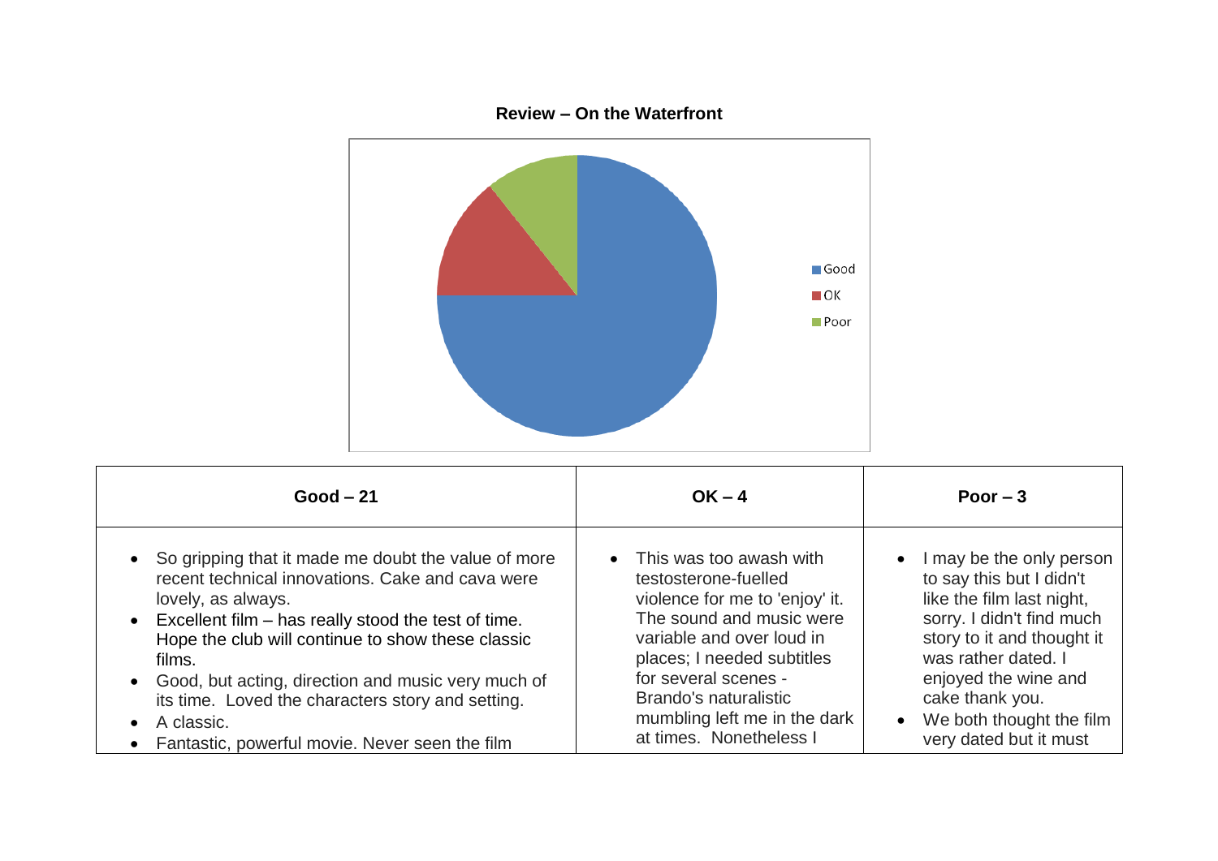**Review – On the Waterfront**

| Good – 21 | OK – 4 | Poor – 3 |
| --- | --- | --- |
| • So gripping that it made me doubt the value of more recent technical innovations. Cake and cava were lovely, as always.<br>• Excellent film – has really stood the test of time. Hope the club will continue to show these classic films.<br>• Good, but acting, direction and music very much of its time. Loved the characters story and setting.<br>• A classic.<br>• Fantastic, powerful movie. Never seen the film | • This was too awash with testosterone-fuelled violence for me to 'enjoy' it. The sound and music were variable and over loud in places; I needed subtitles for several scenes - Brando's naturalistic mumbling left me in the dark at times. Nonetheless I | • I may be the only person to say this but I didn't like the film last night, sorry. I didn't find much story to it and thought it was rather dated. I enjoyed the wine and cake thank you.<br>• We both thought the film very dated but it must |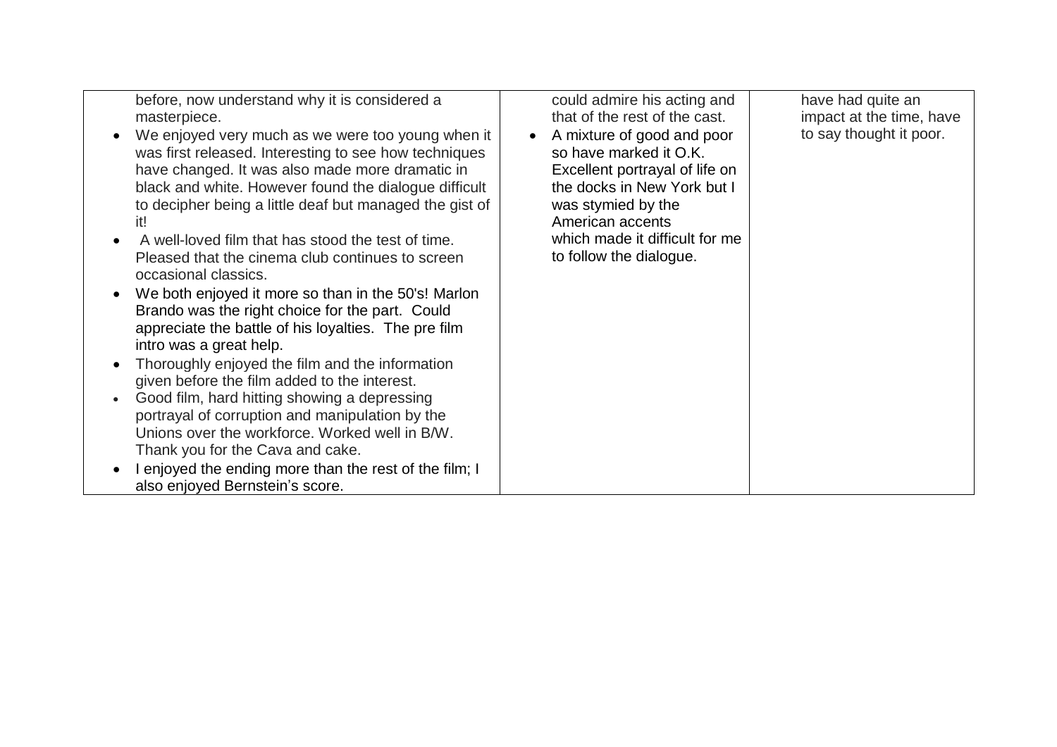| | | |
|---|---|---|
| before, now understand why it is considered a masterpiece.<br>• We enjoyed very much as we were too young when it was first released. Interesting to see how techniques have changed. It was also made more dramatic in black and white. However found the dialogue difficult to decipher being a little deaf but managed the gist of it!<br>• A well-loved film that has stood the test of time. Pleased that the cinema club continues to screen occasional classics.<br>• We both enjoyed it more so than in the 50's! Marlon Brando was the right choice for the part. Could appreciate the battle of his loyalties. The pre film intro was a great help.<br>• Thoroughly enjoyed the film and the information given before the film added to the interest.<br>• Good film, hard hitting showing a depressing portrayal of corruption and manipulation by the Unions over the workforce. Worked well in B/W. Thank you for the Cava and cake.<br>• I enjoyed the ending more than the rest of the film; I also enjoyed Bernstein's score. | could admire his acting and that of the rest of the cast.<br>• A mixture of good and poor so have marked it O.K. Excellent portrayal of life on the docks in New York but I was stymied by the American accents which made it difficult for me to follow the dialogue. | have had quite an impact at the time, have to say thought it poor. |